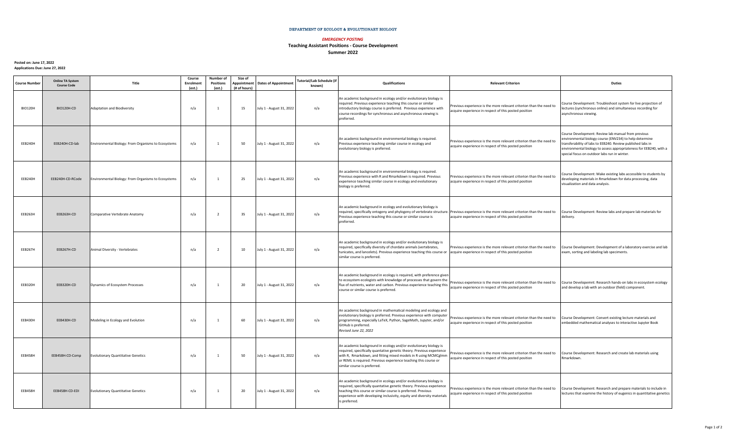DEPARTMENT OF ECOLOGY & EVOLUTIONARY BIOLOGY

*EMERGENCY POSTING*

**Teaching Assistant Positions - Course Development**

**Summer 2022**

**Posted on: June 17, 2022**
**Applications Due: June 27, 2022**

| Course Number | Online TA System Course Code | Title | Course Enrolment (est.) | Number of Positions (est.) | Size of Appointment (# of hours) | Dates of Appointment | Tutorial/Lab Schedule (if known) | Qualifications | Relevant Criterion | Duties |
|---|---|---|---|---|---|---|---|---|---|---|
| BIO120H | BIO120H-CD | Adaptation and Biodiversity | n/a | 1 | 15 | July 1 - August 31, 2022 | n/a | An academic background in ecology and/or evolutionary biology is required. Previous experience teaching this course or similar introductory biology course is preferred. Previous experience with course recordings for synchronous and asynchronous viewing is preferred. | Previous experience is the more relevant criterion than the need to acquire experience in respect of this posted position | Course Development: Troubleshoot system for live projection of lectures (synchronous online) and simultaneous recording for asynchronous viewing. |
| EEB240H | EEB240H-CD-lab | Environmental Biology: From Organisms to Ecosystems | n/a | 1 | 50 | July 1 - August 31, 2022 | n/a | An academic background in environmental biology is required. Previous experience teaching similar course in ecology and evolutionary biology is preferred. | Previous experience is the more relevant criterion than the need to acquire experience in respect of this posted position | Course Development: Review lab manual from previous environmental biology course (ENV234) to help determine transferability of labs to EEB240. Review published labs in environmental biology to assess appropriateness for EEB240, with a special focus on outdoor labs run in winter. |
| EEB240H | EEB240H-CD-RCode | Environmental Biology: From Organisms to Ecosystems | n/a | 1 | 25 | July 1 - August 31, 2022 | n/a | An academic background in environmental biology is required. Previous experience with R and Rmarkdown is required. Previous experience teaching similar course in ecology and evolutionary biology is preferred. | Previous experience is the more relevant criterion than the need to acquire experience in respect of this posted position | Course Development: Make existing labs accessible to students by developing materials in Rmarkdown for data processing, data visualization and data analysis. |
| EEB263H | EEB263H-CD | Comparative Vertebrate Anatomy | n/a | 2 | 35 | July 1 - August 31, 2022 | n/a | An academic background in ecology and evolutionary biology is required, specifically ontogeny and phylogeny of vertebrate structure. Previous experience teaching this course or similar course is preferred. | Previous experience is the more relevant criterion than the need to acquire experience in respect of this posted position | Course Development: Review labs and prepare lab materials for delivery. |
| EEB267H | EEB267H-CD | Animal Diversity - Vertebrates | n/a | 2 | 10 | July 1 - August 31, 2022 | n/a | An academic background in ecology and/or evolutionary biology is required, specifically diversity of chordate animals (vertebrates, tunicates, and lancelets). Previous experience teaching this course or similar course is preferred. | Previous experience is the more relevant criterion than the need to acquire experience in respect of this posted position | Course Development: Development of a laboratory exercise and lab exam, sorting and labeling lab speciments. |
| EEB320H | EEB320H-CD | Dynamics of Ecosystem Processes | n/a | 1 | 20 | July 1 - August 31, 2022 | n/a | An academic background in ecology is required, with preference given to ecosystem ecologists with knowledge of processes that govern the flux of nutrients, water and carbon. Previous experience teaching this course or similar course is preferred. | Previous experience is the more relevant criterion than the need to acquire experience in respect of this posted position | Course Developemnt: Research hands-on labs in ecosystem ecology and develop a lab with an outdoor (field) component. |
| EEB430H | EEB430H-CD | Modeling in Ecology and Evolution | n/a | 1 | 60 | July 1 - August 31, 2022 | n/a | An academic background in mathematical modeling and ecology and evolutionary biology is preferred. Previous experience with computer programming, especially LaTeX, Python, SageMath, Jupyter, and/or GitHub is preferred. *Revised June 22, 2022* | Previous experience is the more relevant criterion than the need to acquire experience in respect of this posted position | Course Development: Convert existing lecture materials and embedded mathematical analyses to interactive Jupyter Book |
| EEB458H | EEB458H-CD-Comp | Evolutionary Quantitative Genetics | n/a | 1 | 50 | July 1 - August 31, 2022 | n/a | An academic background in ecology and/or evolutionary biology is required, specifically quantative genetic theory. Previous experience with R, Rmarkdown, and fitting mixed models in R using MCMCglmm or REML is required. Previous experience teaching this course or similar course is preferred. | Previous experience is the more relevant criterion than the need to acquire experience in respect of this posted position | Course Development: Research and create lab materials using Rmarkdown. |
| EEB458H | EEB458H-CD-EDI | Evolutionary Quantitative Genetics | n/a | 1 | 20 | July 1 - August 31, 2022 | n/a | An academic background in ecology and/or evolutionary biology is required, specifically quantative genetic theory. Previous experience teaching this course or similar course is preferred. Previous experience with developing inclusivity, equity and diversity materials is preferred. | Previous experience is the more relevant criterion than the need to acquire experience in respect of this posted position | Course Development: Research and prepare materials to include in lectures that examine the history of eugenics in quantitative genetics |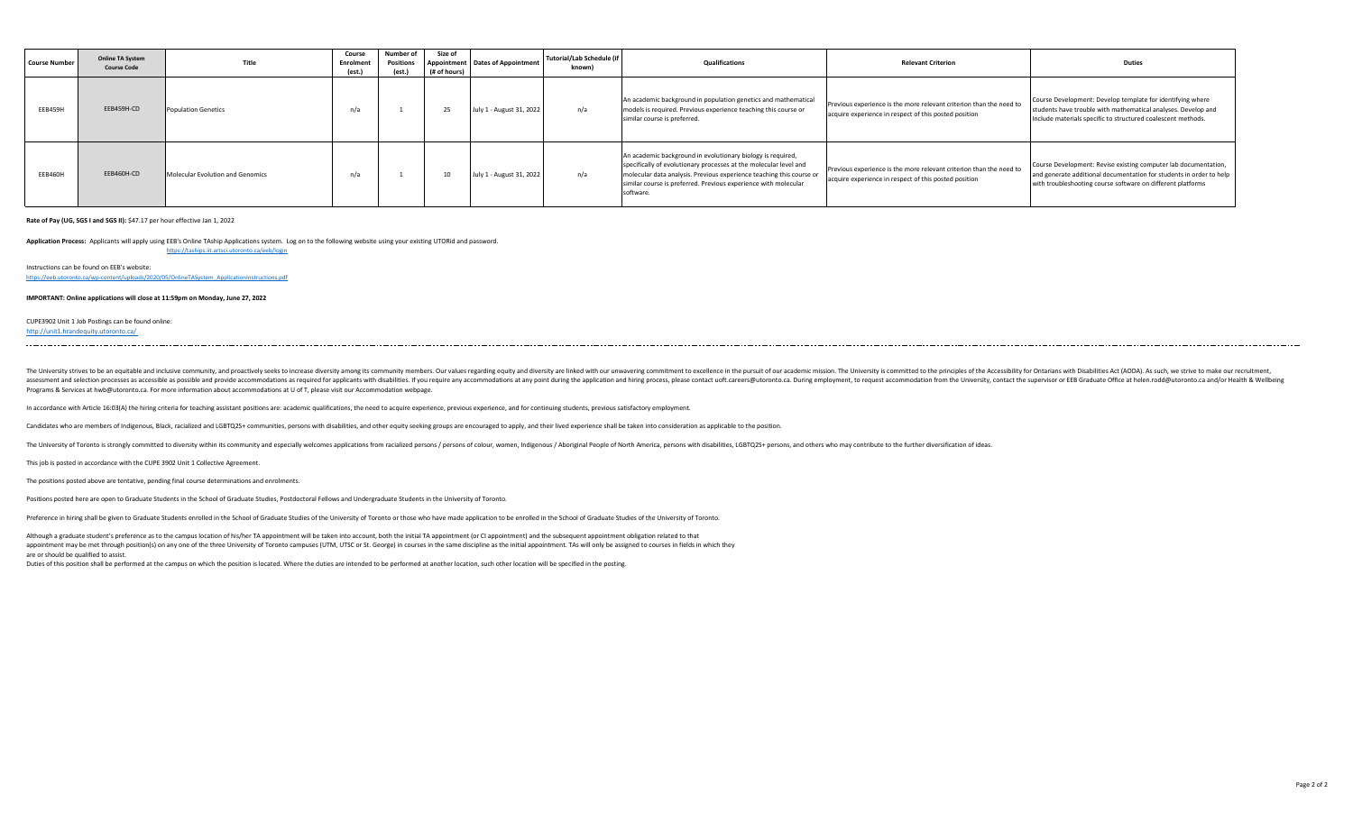| Course Number | Online TA System Course Code | Title | Course Enrolment (est.) | Number of Positions (est.) | Size of Appointment (# of hours) | Dates of Appointment | Tutorial/Lab Schedule (if known) | Qualifications | Relevant Criterion | Duties |
|---|---|---|---|---|---|---|---|---|---|---|
| EEB459H | EEB459H-CD | Population Genetics | n/a | 1 | 25 | July 1 - August 31, 2022 | n/a | An academic background in population genetics and mathematical models is required. Previous experience teaching this course or similar course is preferred. | Previous experience is the more relevant criterion than the need to acquire experience in respect of this posted position | Course Development: Develop template for identifying where students have trouble with mathematical analyses. Develop and Include materials specific to structured coalescent methods. |
| EEB460H | EEB460H-CD | Molecular Evolution and Genomics | n/a | 1 | 10 | July 1 - August 31, 2022 | n/a | An academic background in evolutionary biology is required, specifically of evolutionary processes at the molecular level and molecular data analysis. Previous experience teaching this course or similar course is preferred. Previous experience with molecular software. | Previous experience is the more relevant criterion than the need to acquire experience in respect of this posted position | Course Development: Revise existing computer lab documentation, and generate additional documentation for students in order to help with troubleshooting course software on different platforms |

**Rate of Pay (UG, SGS I and SGS II):** $47.17 per hour effective Jan 1, 2022

**Application Process:** Applicants will apply using EEB's Online TAship Applications system. Log on to the following website using your existing UTORid and password.
https://taships.iit.artsci.utoronto.ca/eeb/login

Instructions can be found on EEB's website:
https://eeb.utoronto.ca/wp-content/uploads/2020/05/OnlineTASystem_ApplicationInstructions.pdf

**IMPORTANT: Online applications will close at 11:59pm on Monday, June 27, 2022**

CUPE3902 Unit 1 Job Postings can be found online:
http://unit1.hrandequity.utoronto.ca/

---

The University strives to be an equitable and inclusive community, and proactively seeks to increase diversity among its community members. Our values regarding equity and diversity are linked with our unwavering commitment to excellence in the pursuit of our academic mission. The University is committed to the principles of the Accessibility for Ontarians with Disabilities Act (AODA). As such, we strive to make our recruitment, assessment and selection processes as accessible as possible and provide accommodations as required for applicants with disabilities. If you require any accommodations at any point during the application and hiring process, please contact uoft.careers@utoronto.ca. During employment, to request accommodation from the University, contact the supervisor or EEB Graduate Office at helen.rodd@utoronto.ca and/or Health & Wellbeing Programs & Services at hwb@utoronto.ca. For more information about accommodations at U of T, please visit our Accommodation webpage.

In accordance with Article 16:03(A) the hiring criteria for teaching assistant positions are: academic qualifications, the need to acquire experience, previous experience, and for continuing students, previous satisfactory employment.

Candidates who are members of Indigenous, Black, racialized and LGBTQ2S+ communities, persons with disabilities, and other equity seeking groups are encouraged to apply, and their lived experience shall be taken into consideration as applicable to the position.

The University of Toronto is strongly committed to diversity within its community and especially welcomes applications from racialized persons / persons of colour, women, Indigenous / Aboriginal People of North America, persons with disabilities, LGBTQ2S+ persons, and others who may contribute to the further diversification of ideas.

This job is posted in accordance with the CUPE 3902 Unit 1 Collective Agreement.

The positions posted above are tentative, pending final course determinations and enrolments.

Positions posted here are open to Graduate Students in the School of Graduate Studies, Postdoctoral Fellows and Undergraduate Students in the University of Toronto.

Preference in hiring shall be given to Graduate Students enrolled in the School of Graduate Studies of the University of Toronto or those who have made application to be enrolled in the School of Graduate Studies of the University of Toronto.

Although a graduate student's preference as to the campus location of his/her TA appointment will be taken into account, both the initial TA appointment (or CI appointment) and the subsequent appointment obligation related to that appointment may be met through position(s) on any one of the three University of Toronto campuses (UTM, UTSC or St. George) in courses in the same discipline as the initial appointment. TAs will only be assigned to courses in fields in which they are or should be qualified to assist.
Duties of this position shall be performed at the campus on which the position is located. Where the duties are intended to be performed at another location, such other location will be specified in the posting.